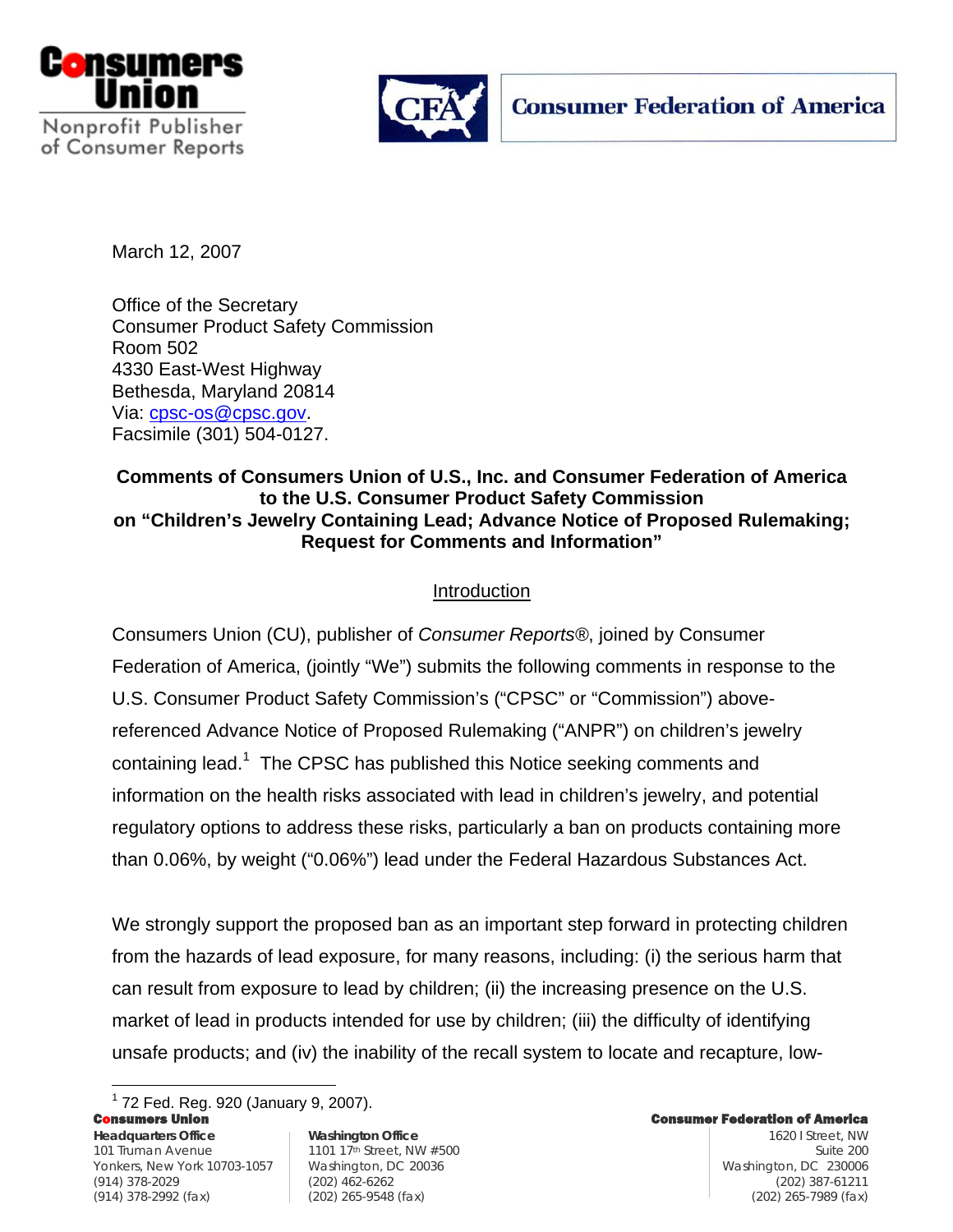Consumers Union
Nonprofit Publisher of Consumer Reports

CFA — Consumer Federation of America

March 12, 2007

Office of the Secretary
Consumer Product Safety Commission
Room 502
4330 East-West Highway
Bethesda, Maryland 20814
Via: cpsc-os@cpsc.gov.
Facsimile (301) 504-0127.

**Comments of Consumers Union of U.S., Inc. and Consumer Federation of America to the U.S. Consumer Product Safety Commission on "Children's Jewelry Containing Lead; Advance Notice of Proposed Rulemaking; Request for Comments and Information"**

## Introduction

Consumers Union (CU), publisher of *Consumer Reports*®, joined by Consumer Federation of America, (jointly "We") submits the following comments in response to the U.S. Consumer Product Safety Commission's ("CPSC" or "Commission") above-referenced Advance Notice of Proposed Rulemaking ("ANPR") on children's jewelry containing lead.[1] The CPSC has published this Notice seeking comments and information on the health risks associated with lead in children's jewelry, and potential regulatory options to address these risks, particularly a ban on products containing more than 0.06%, by weight ("0.06%") lead under the Federal Hazardous Substances Act.

We strongly support the proposed ban as an important step forward in protecting children from the hazards of lead exposure, for many reasons, including: (i) the serious harm that can result from exposure to lead by children; (ii) the increasing presence on the U.S. market of lead in products intended for use by children; (iii) the difficulty of identifying unsafe products; and (iv) the inability of the recall system to locate and recapture, low-

[1] 72 Fed. Reg. 920 (January 9, 2007).

**Consumers Union**
**Headquarters Office**
101 Truman Avenue
Yonkers, New York 10703-1057
(914) 378-2029
(914) 378-2992 (fax)

**Washington Office**
1101 17th Street, NW #500
Washington, DC 20036
(202) 462-6262
(202) 265-9548 (fax)

**Consumer Federation of America**
1620 I Street, NW
Suite 200
Washington, DC 230006
(202) 387-61211
(202) 265-7989 (fax)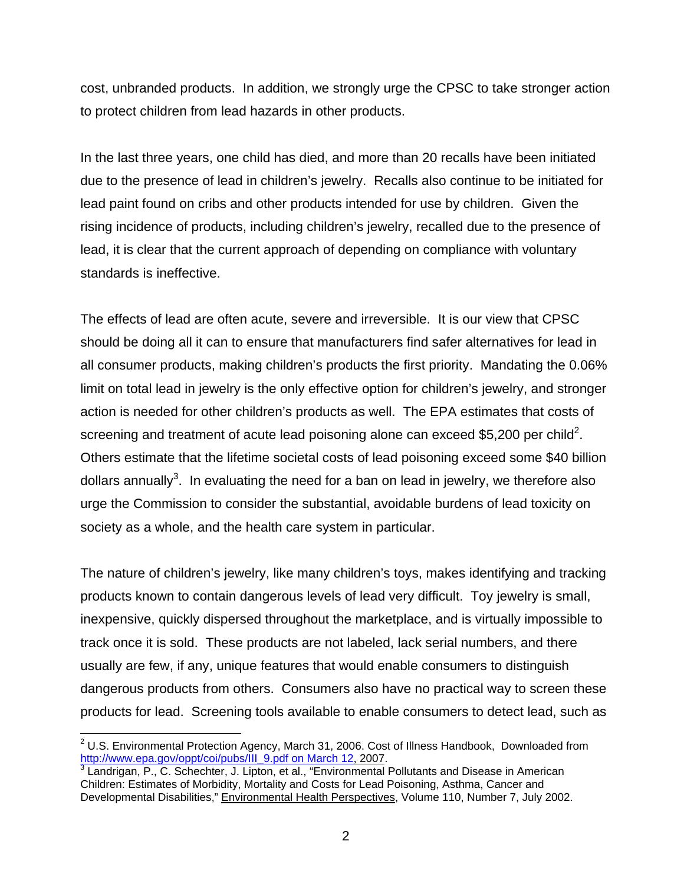cost, unbranded products. In addition, we strongly urge the CPSC to take stronger action to protect children from lead hazards in other products.

In the last three years, one child has died, and more than 20 recalls have been initiated due to the presence of lead in children's jewelry. Recalls also continue to be initiated for lead paint found on cribs and other products intended for use by children. Given the rising incidence of products, including children's jewelry, recalled due to the presence of lead, it is clear that the current approach of depending on compliance with voluntary standards is ineffective.

The effects of lead are often acute, severe and irreversible. It is our view that CPSC should be doing all it can to ensure that manufacturers find safer alternatives for lead in all consumer products, making children's products the first priority. Mandating the 0.06% limit on total lead in jewelry is the only effective option for children's jewelry, and stronger action is needed for other children's products as well. The EPA estimates that costs of screening and treatment of acute lead poisoning alone can exceed $5,200 per child[2]. Others estimate that the lifetime societal costs of lead poisoning exceed some $40 billion dollars annually[3]. In evaluating the need for a ban on lead in jewelry, we therefore also urge the Commission to consider the substantial, avoidable burdens of lead toxicity on society as a whole, and the health care system in particular.

The nature of children's jewelry, like many children's toys, makes identifying and tracking products known to contain dangerous levels of lead very difficult. Toy jewelry is small, inexpensive, quickly dispersed throughout the marketplace, and is virtually impossible to track once it is sold. These products are not labeled, lack serial numbers, and there usually are few, if any, unique features that would enable consumers to distinguish dangerous products from others. Consumers also have no practical way to screen these products for lead. Screening tools available to enable consumers to detect lead, such as

---

[2] U.S. Environmental Protection Agency, March 31, 2006. Cost of Illness Handbook, Downloaded from http://www.epa.gov/oppt/coi/pubs/III_9.pdf on March 12, 2007.

[3] Landrigan, P., C. Schechter, J. Lipton, et al., "Environmental Pollutants and Disease in American Children: Estimates of Morbidity, Mortality and Costs for Lead Poisoning, Asthma, Cancer and Developmental Disabilities," Environmental Health Perspectives, Volume 110, Number 7, July 2002.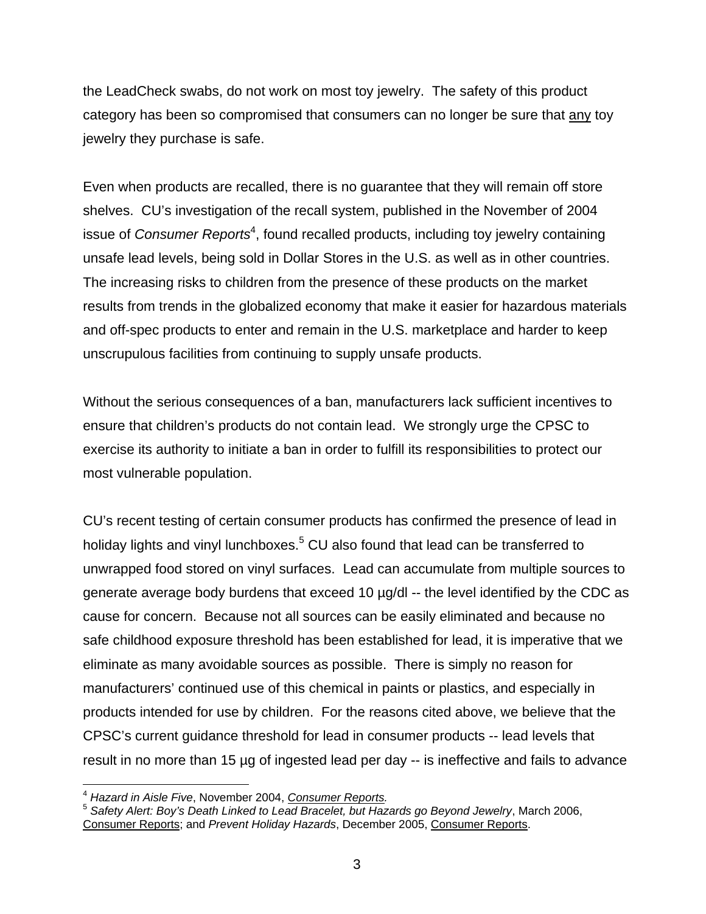the LeadCheck swabs, do not work on most toy jewelry. The safety of this product category has been so compromised that consumers can no longer be sure that <u>any</u> toy jewelry they purchase is safe.

Even when products are recalled, there is no guarantee that they will remain off store shelves. CU's investigation of the recall system, published in the November of 2004 issue of *Consumer Reports*[4], found recalled products, including toy jewelry containing unsafe lead levels, being sold in Dollar Stores in the U.S. as well as in other countries. The increasing risks to children from the presence of these products on the market results from trends in the globalized economy that make it easier for hazardous materials and off-spec products to enter and remain in the U.S. marketplace and harder to keep unscrupulous facilities from continuing to supply unsafe products.

Without the serious consequences of a ban, manufacturers lack sufficient incentives to ensure that children's products do not contain lead. We strongly urge the CPSC to exercise its authority to initiate a ban in order to fulfill its responsibilities to protect our most vulnerable population.

CU's recent testing of certain consumer products has confirmed the presence of lead in holiday lights and vinyl lunchboxes.[5] CU also found that lead can be transferred to unwrapped food stored on vinyl surfaces. Lead can accumulate from multiple sources to generate average body burdens that exceed 10 µg/dl -- the level identified by the CDC as cause for concern. Because not all sources can be easily eliminated and because no safe childhood exposure threshold has been established for lead, it is imperative that we eliminate as many avoidable sources as possible. There is simply no reason for manufacturers' continued use of this chemical in paints or plastics, and especially in products intended for use by children. For the reasons cited above, we believe that the CPSC's current guidance threshold for lead in consumer products -- lead levels that result in no more than 15 µg of ingested lead per day -- is ineffective and fails to advance

---

[4] *Hazard in Aisle Five*, November 2004, *<u>Consumer Reports.</u>*

[5] *Safety Alert: Boy's Death Linked to Lead Bracelet, but Hazards go Beyond Jewelry*, March 2006, <u>Consumer Reports</u>; and *Prevent Holiday Hazards*, December 2005, <u>Consumer Reports</u>.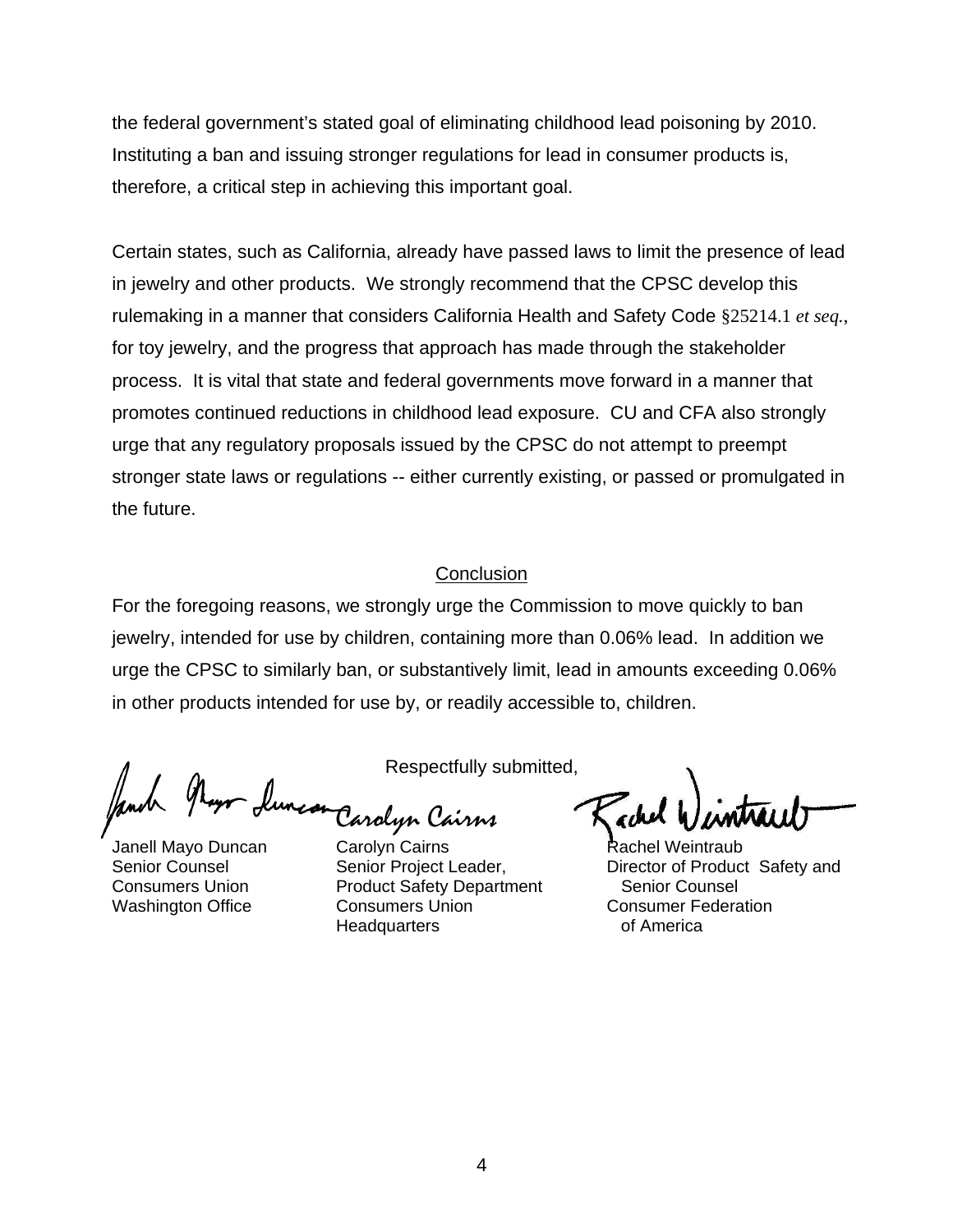the federal government's stated goal of eliminating childhood lead poisoning by 2010. Instituting a ban and issuing stronger regulations for lead in consumer products is, therefore, a critical step in achieving this important goal.

Certain states, such as California, already have passed laws to limit the presence of lead in jewelry and other products. We strongly recommend that the CPSC develop this rulemaking in a manner that considers California Health and Safety Code §25214.1 *et seq.*, for toy jewelry, and the progress that approach has made through the stakeholder process. It is vital that state and federal governments move forward in a manner that promotes continued reductions in childhood lead exposure. CU and CFA also strongly urge that any regulatory proposals issued by the CPSC do not attempt to preempt stronger state laws or regulations -- either currently existing, or passed or promulgated in the future.

## Conclusion

For the foregoing reasons, we strongly urge the Commission to move quickly to ban jewelry, intended for use by children, containing more than 0.06% lead. In addition we urge the CPSC to similarly ban, or substantively limit, lead in amounts exceeding 0.06% in other products intended for use by, or readily accessible to, children.

Respectfully submitted,

Janell Mayo Duncan
Senior Counsel
Consumers Union
Washington Office

Carolyn Cairns
Senior Project Leader,
Product Safety Department
Consumers Union
Headquarters

Rachel Weintraub
Director of Product Safety and
Senior Counsel
Consumer Federation
of America